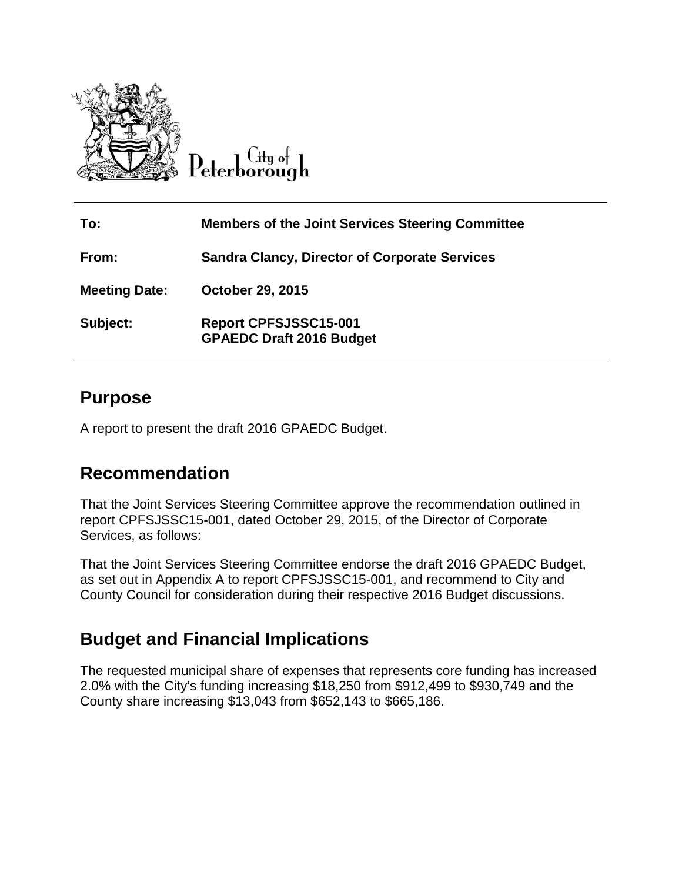City of Peterborough

| | |
|---|---|
| **To:** | **Members of the Joint Services Steering Committee** |
| **From:** | **Sandra Clancy, Director of Corporate Services** |
| **Meeting Date:** | **October 29, 2015** |
| **Subject:** | **Report CPFSJSSC15-001**<br>**GPAEDC Draft 2016 Budget** |

## Purpose

A report to present the draft 2016 GPAEDC Budget.

## Recommendation

That the Joint Services Steering Committee approve the recommendation outlined in report CPFSJSSC15-001, dated October 29, 2015, of the Director of Corporate Services, as follows:

That the Joint Services Steering Committee endorse the draft 2016 GPAEDC Budget, as set out in Appendix A to report CPFSJSSC15-001, and recommend to City and County Council for consideration during their respective 2016 Budget discussions.

## Budget and Financial Implications

The requested municipal share of expenses that represents core funding has increased 2.0% with the City's funding increasing $18,250 from $912,499 to $930,749 and the County share increasing $13,043 from $652,143 to $665,186.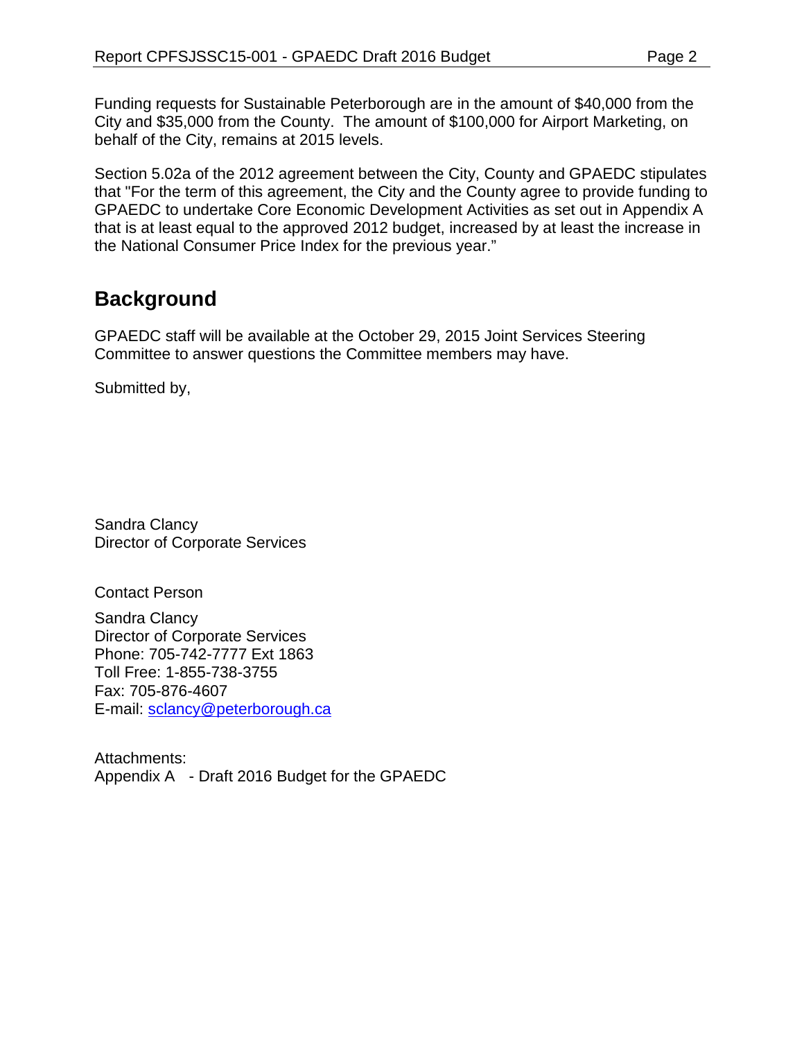Funding requests for Sustainable Peterborough are in the amount of $40,000 from the City and $35,000 from the County. The amount of $100,000 for Airport Marketing, on behalf of the City, remains at 2015 levels.

Section 5.02a of the 2012 agreement between the City, County and GPAEDC stipulates that "For the term of this agreement, the City and the County agree to provide funding to GPAEDC to undertake Core Economic Development Activities as set out in Appendix A that is at least equal to the approved 2012 budget, increased by at least the increase in the National Consumer Price Index for the previous year."

## Background

GPAEDC staff will be available at the October 29, 2015 Joint Services Steering Committee to answer questions the Committee members may have.

Submitted by,

Sandra Clancy
Director of Corporate Services

Contact Person

Sandra Clancy
Director of Corporate Services
Phone: 705-742-7777 Ext 1863
Toll Free: 1-855-738-3755
Fax: 705-876-4607
E-mail: sclancy@peterborough.ca

Attachments:
Appendix A - Draft 2016 Budget for the GPAEDC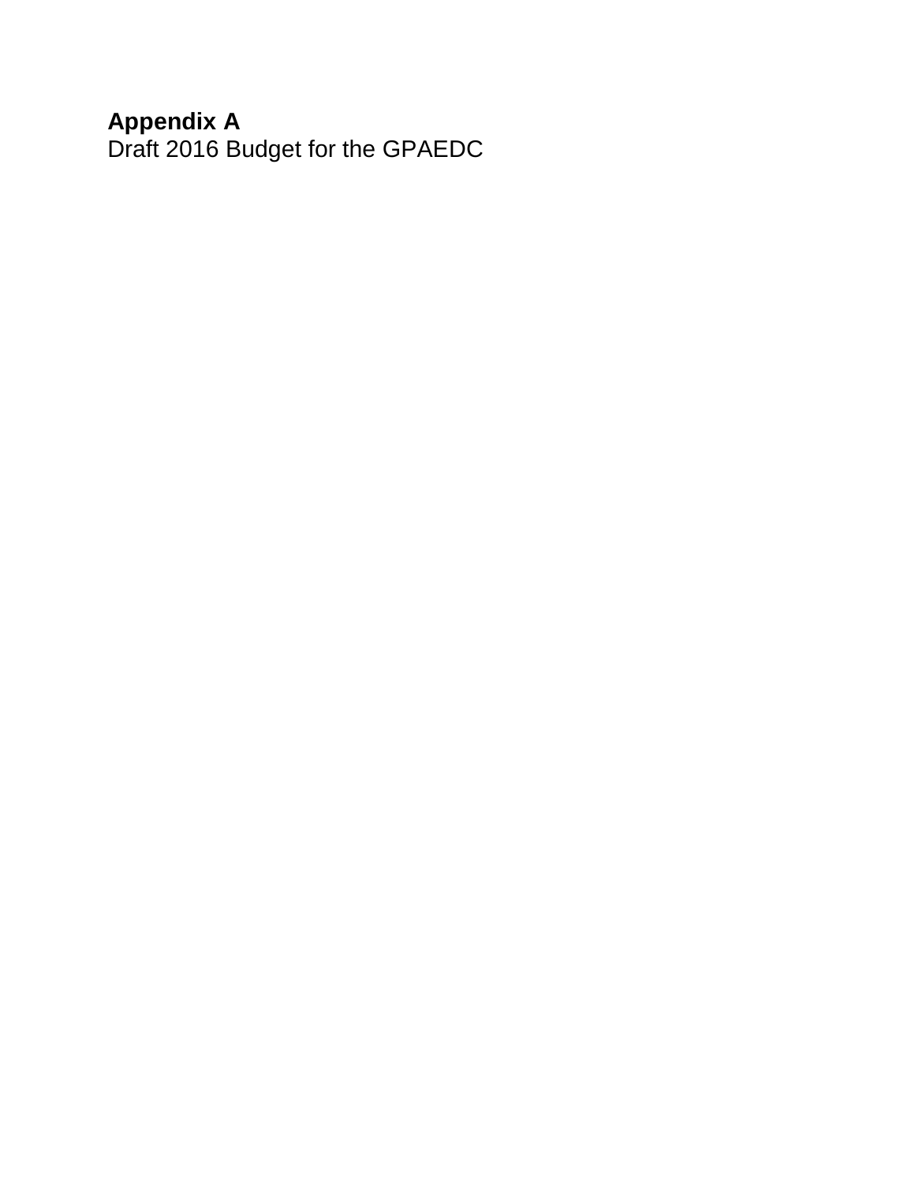**Appendix A**

Draft 2016 Budget for the GPAEDC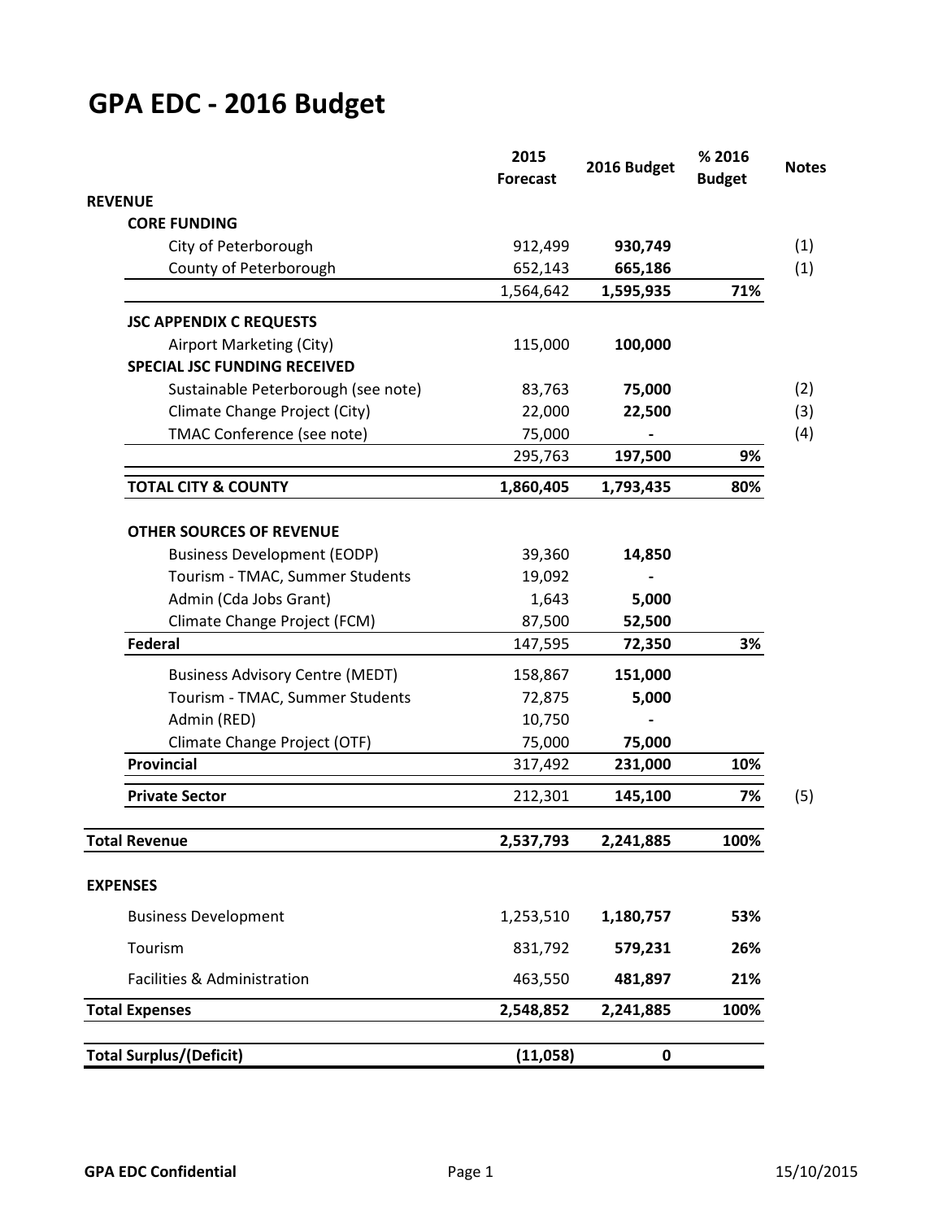# GPA EDC - 2016 Budget

| | 2015 Forecast | 2016 Budget | % 2016 Budget | Notes |
|---|---|---|---|---|
| **REVENUE** | | | | |
| **CORE FUNDING** | | | | |
| City of Peterborough | 912,499 | **930,749** | | (1) |
| County of Peterborough | 652,143 | **665,186** | | (1) |
| | 1,564,642 | **1,595,935** | **71%** | |
| **JSC APPENDIX C REQUESTS** | | | | |
| Airport Marketing (City) | 115,000 | **100,000** | | |
| **SPECIAL JSC FUNDING RECEIVED** | | | | |
| Sustainable Peterborough (see note) | 83,763 | **75,000** | | (2) |
| Climate Change Project (City) | 22,000 | **22,500** | | (3) |
| TMAC Conference (see note) | 75,000 | **-** | | (4) |
| | 295,763 | **197,500** | **9%** | |
| **TOTAL CITY & COUNTY** | **1,860,405** | **1,793,435** | **80%** | |
| **OTHER SOURCES OF REVENUE** | | | | |
| Business Development (EODP) | 39,360 | **14,850** | | |
| Tourism - TMAC, Summer Students | 19,092 | **-** | | |
| Admin (Cda Jobs Grant) | 1,643 | **5,000** | | |
| Climate Change Project (FCM) | 87,500 | **52,500** | | |
| **Federal** | 147,595 | **72,350** | **3%** | |
| Business Advisory Centre (MEDT) | 158,867 | **151,000** | | |
| Tourism - TMAC, Summer Students | 72,875 | **5,000** | | |
| Admin (RED) | 10,750 | **-** | | |
| Climate Change Project (OTF) | 75,000 | **75,000** | | |
| **Provincial** | 317,492 | **231,000** | **10%** | |
| **Private Sector** | 212,301 | **145,100** | **7%** | (5) |
| **Total Revenue** | **2,537,793** | **2,241,885** | **100%** | |
| **EXPENSES** | | | | |
| Business Development | 1,253,510 | **1,180,757** | **53%** | |
| Tourism | 831,792 | **579,231** | **26%** | |
| Facilities & Administration | 463,550 | **481,897** | **21%** | |
| **Total Expenses** | **2,548,852** | **2,241,885** | **100%** | |
| **Total Surplus/(Deficit)** | **(11,058)** | **0** | | |

GPA EDC Confidential 15/10/2015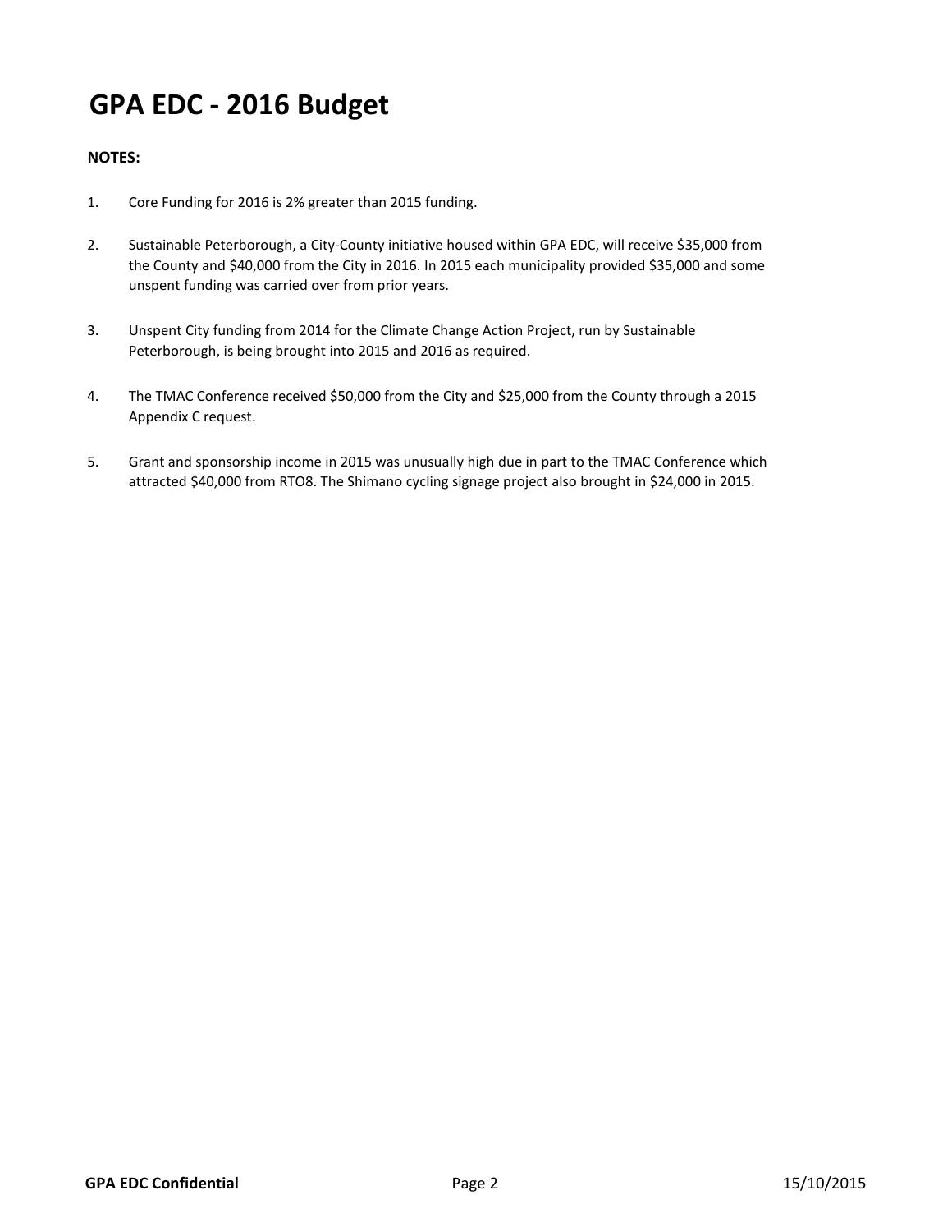# GPA EDC - 2016 Budget

**NOTES:**

1. Core Funding for 2016 is 2% greater than 2015 funding.

2. Sustainable Peterborough, a City-County initiative housed within GPA EDC, will receive $35,000 from the County and $40,000 from the City in 2016. In 2015 each municipality provided $35,000 and some unspent funding was carried over from prior years.

3. Unspent City funding from 2014 for the Climate Change Action Project, run by Sustainable Peterborough, is being brought into 2015 and 2016 as required.

4. The TMAC Conference received $50,000 from the City and $25,000 from the County through a 2015 Appendix C request.

5. Grant and sponsorship income in 2015 was unusually high due in part to the TMAC Conference which attracted $40,000 from RTO8. The Shimano cycling signage project also brought in $24,000 in 2015.